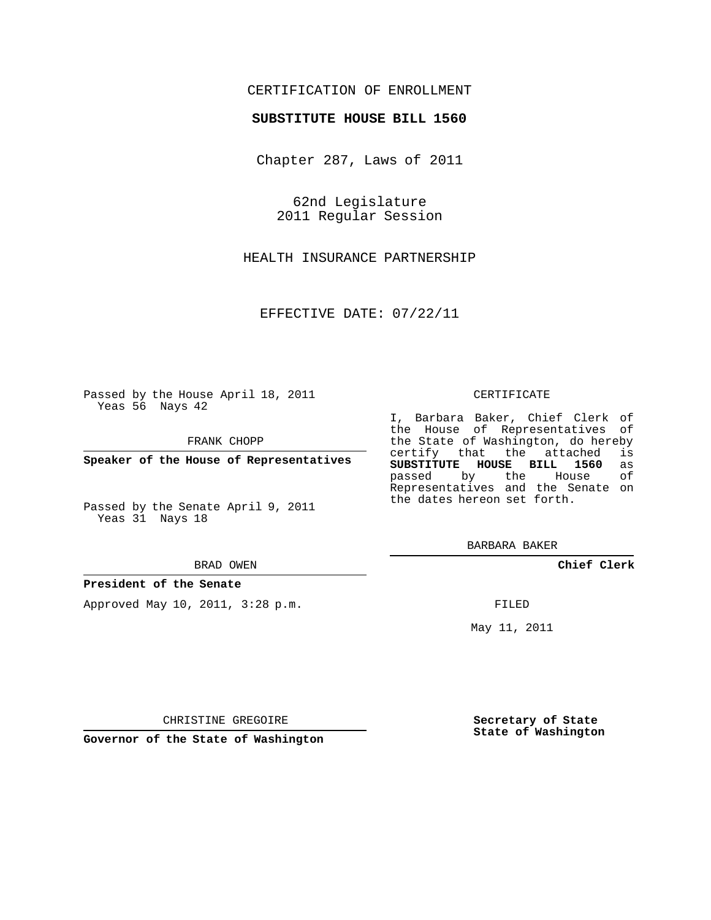CERTIFICATION OF ENROLLMENT

**SUBSTITUTE HOUSE BILL 1560**

Chapter 287, Laws of 2011

62nd Legislature
2011 Regular Session

HEALTH INSURANCE PARTNERSHIP

EFFECTIVE DATE: 07/22/11

Passed by the House April 18, 2011
Yeas 56 Nays 42

FRANK CHOPP

**Speaker of the House of Representatives**

Passed by the Senate April 9, 2011
Yeas 31 Nays 18

BRAD OWEN

**President of the Senate**

Approved May 10, 2011, 3:28 p.m.

CHRISTINE GREGOIRE

**Governor of the State of Washington**

CERTIFICATE

I, Barbara Baker, Chief Clerk of the House of Representatives of the State of Washington, do hereby certify that the attached is **SUBSTITUTE HOUSE BILL 1560** as passed by the House of Representatives and the Senate on the dates hereon set forth.

BARBARA BAKER

**Chief Clerk**

FILED

May 11, 2011

**Secretary of State**
**State of Washington**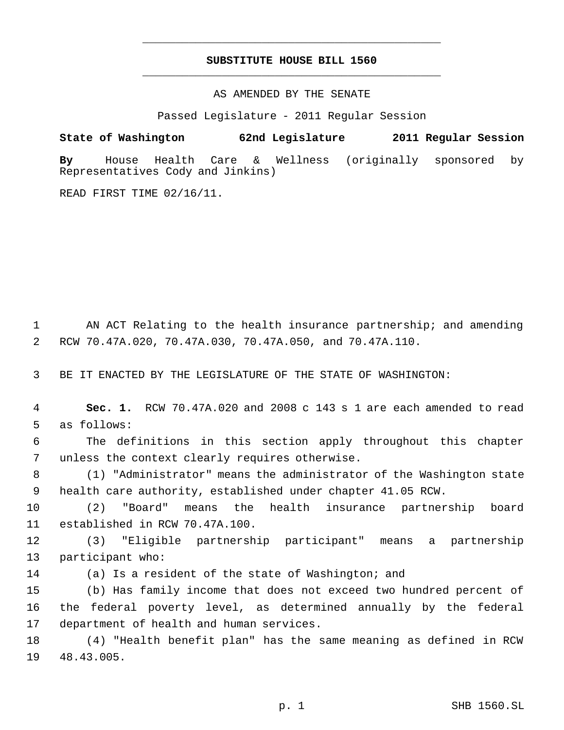# SUBSTITUTE HOUSE BILL 1560

AS AMENDED BY THE SENATE

Passed Legislature - 2011 Regular Session

**State of Washington 62nd Legislature 2011 Regular Session**

**By** House Health Care & Wellness (originally sponsored by Representatives Cody and Jinkins)

READ FIRST TIME 02/16/11.

AN ACT Relating to the health insurance partnership; and amending RCW 70.47A.020, 70.47A.030, 70.47A.050, and 70.47A.110.

BE IT ENACTED BY THE LEGISLATURE OF THE STATE OF WASHINGTON:

**Sec. 1.** RCW 70.47A.020 and 2008 c 143 s 1 are each amended to read as follows:

The definitions in this section apply throughout this chapter unless the context clearly requires otherwise.

(1) "Administrator" means the administrator of the Washington state health care authority, established under chapter 41.05 RCW.

(2) "Board" means the health insurance partnership board established in RCW 70.47A.100.

(3) "Eligible partnership participant" means a partnership participant who:

(a) Is a resident of the state of Washington; and

(b) Has family income that does not exceed two hundred percent of the federal poverty level, as determined annually by the federal department of health and human services.

(4) "Health benefit plan" has the same meaning as defined in RCW 48.43.005.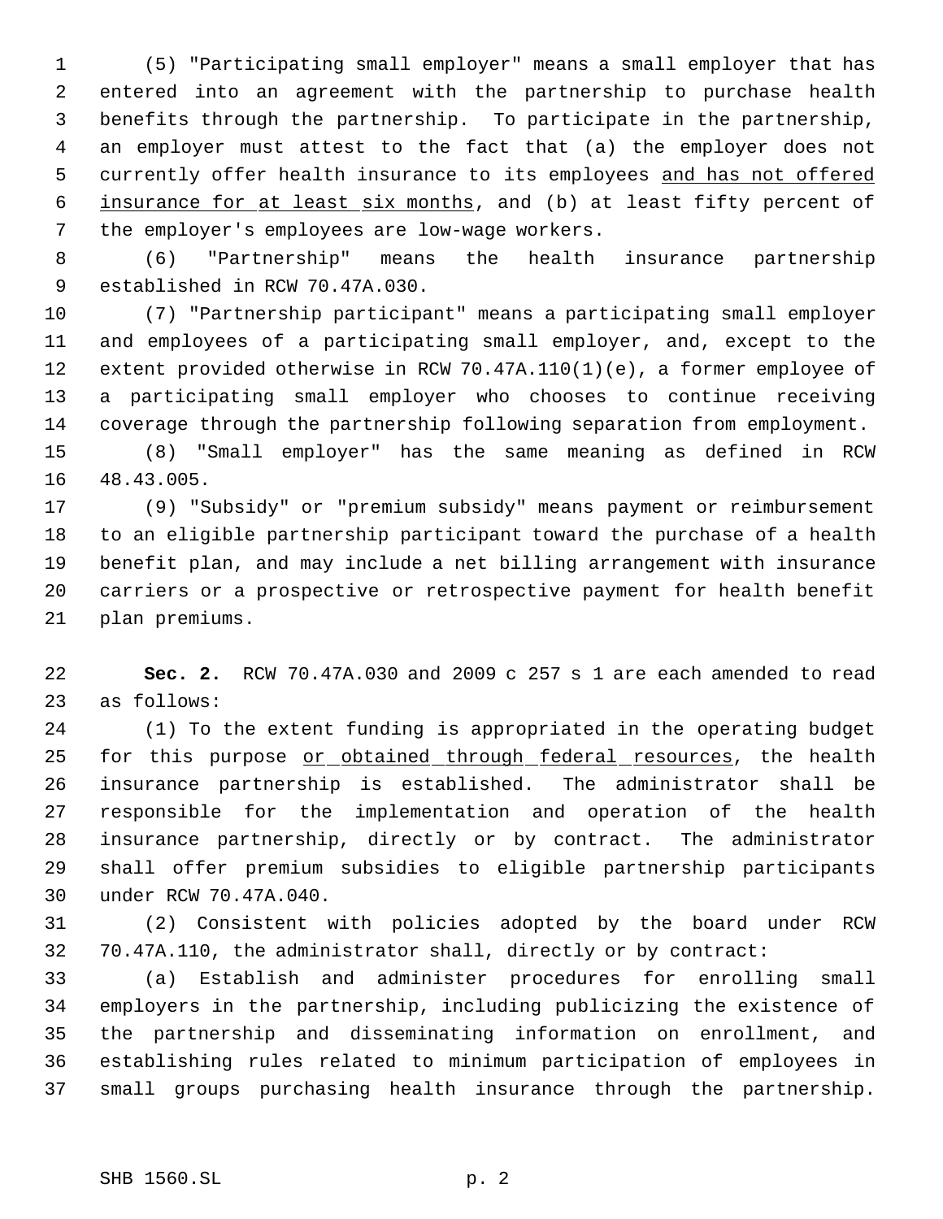(5) "Participating small employer" means a small employer that has entered into an agreement with the partnership to purchase health benefits through the partnership. To participate in the partnership, an employer must attest to the fact that (a) the employer does not currently offer health insurance to its employees <u>and has not offered insurance for at least six months</u>, and (b) at least fifty percent of the employer's employees are low-wage workers.

(6) "Partnership" means the health insurance partnership established in RCW 70.47A.030.

(7) "Partnership participant" means a participating small employer and employees of a participating small employer, and, except to the extent provided otherwise in RCW 70.47A.110(1)(e), a former employee of a participating small employer who chooses to continue receiving coverage through the partnership following separation from employment.

(8) "Small employer" has the same meaning as defined in RCW 48.43.005.

(9) "Subsidy" or "premium subsidy" means payment or reimbursement to an eligible partnership participant toward the purchase of a health benefit plan, and may include a net billing arrangement with insurance carriers or a prospective or retrospective payment for health benefit plan premiums.

**Sec. 2.** RCW 70.47A.030 and 2009 c 257 s 1 are each amended to read as follows:

(1) To the extent funding is appropriated in the operating budget for this purpose <u>or obtained through federal resources</u>, the health insurance partnership is established. The administrator shall be responsible for the implementation and operation of the health insurance partnership, directly or by contract. The administrator shall offer premium subsidies to eligible partnership participants under RCW 70.47A.040.

(2) Consistent with policies adopted by the board under RCW 70.47A.110, the administrator shall, directly or by contract:

(a) Establish and administer procedures for enrolling small employers in the partnership, including publicizing the existence of the partnership and disseminating information on enrollment, and establishing rules related to minimum participation of employees in small groups purchasing health insurance through the partnership.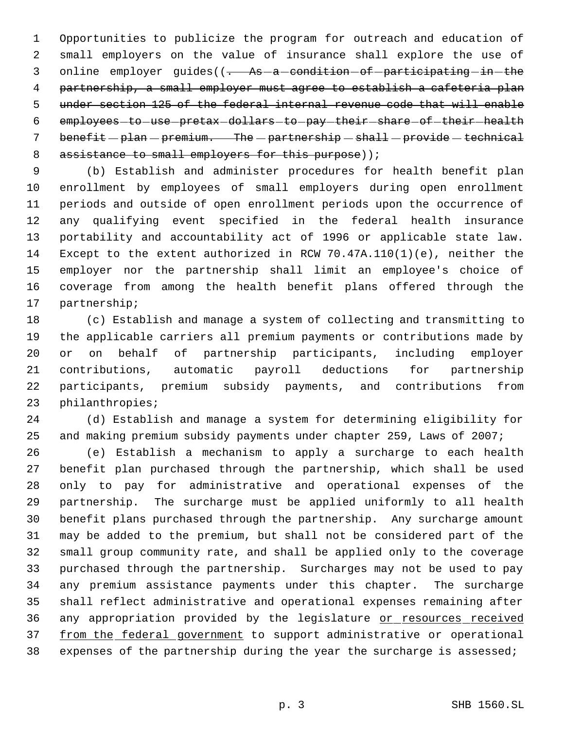Opportunities to publicize the program for outreach and education of small employers on the value of insurance shall explore the use of online employer guides((~~. As a condition of participating in the partnership, a small employer must agree to establish a cafeteria plan under section 125 of the federal internal revenue code that will enable employees to use pretax dollars to pay their share of their health benefit plan premium. The partnership shall provide technical assistance to small employers for this purpose~~));

(b) Establish and administer procedures for health benefit plan enrollment by employees of small employers during open enrollment periods and outside of open enrollment periods upon the occurrence of any qualifying event specified in the federal health insurance portability and accountability act of 1996 or applicable state law. Except to the extent authorized in RCW 70.47A.110(1)(e), neither the employer nor the partnership shall limit an employee's choice of coverage from among the health benefit plans offered through the partnership;

(c) Establish and manage a system of collecting and transmitting to the applicable carriers all premium payments or contributions made by or on behalf of partnership participants, including employer contributions, automatic payroll deductions for partnership participants, premium subsidy payments, and contributions from philanthropies;

(d) Establish and manage a system for determining eligibility for and making premium subsidy payments under chapter 259, Laws of 2007;

(e) Establish a mechanism to apply a surcharge to each health benefit plan purchased through the partnership, which shall be used only to pay for administrative and operational expenses of the partnership. The surcharge must be applied uniformly to all health benefit plans purchased through the partnership. Any surcharge amount may be added to the premium, but shall not be considered part of the small group community rate, and shall be applied only to the coverage purchased through the partnership. Surcharges may not be used to pay any premium assistance payments under this chapter. The surcharge shall reflect administrative and operational expenses remaining after any appropriation provided by the legislature <u>or resources received from the federal government</u> to support administrative or operational expenses of the partnership during the year the surcharge is assessed;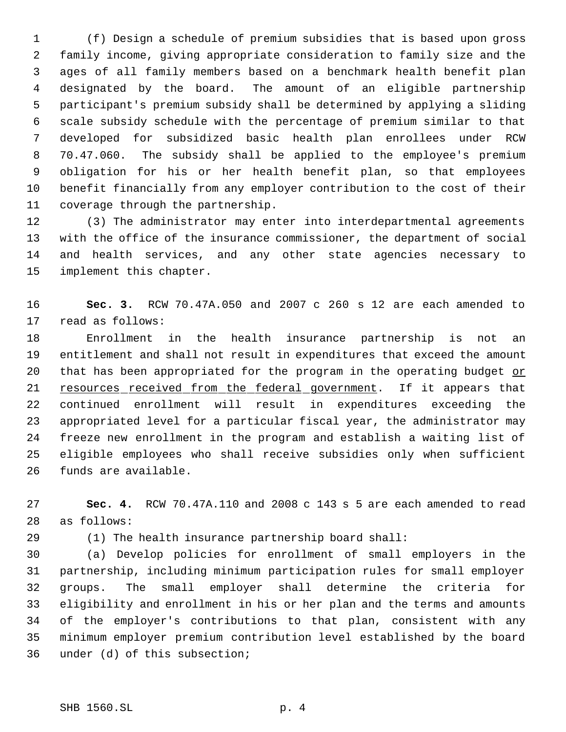(f) Design a schedule of premium subsidies that is based upon gross family income, giving appropriate consideration to family size and the ages of all family members based on a benchmark health benefit plan designated by the board. The amount of an eligible partnership participant's premium subsidy shall be determined by applying a sliding scale subsidy schedule with the percentage of premium similar to that developed for subsidized basic health plan enrollees under RCW 70.47.060. The subsidy shall be applied to the employee's premium obligation for his or her health benefit plan, so that employees benefit financially from any employer contribution to the cost of their coverage through the partnership.

(3) The administrator may enter into interdepartmental agreements with the office of the insurance commissioner, the department of social and health services, and any other state agencies necessary to implement this chapter.

**Sec. 3.** RCW 70.47A.050 and 2007 c 260 s 12 are each amended to read as follows:

Enrollment in the health insurance partnership is not an entitlement and shall not result in expenditures that exceed the amount that has been appropriated for the program in the operating budget <u>or resources received from the federal government</u>. If it appears that continued enrollment will result in expenditures exceeding the appropriated level for a particular fiscal year, the administrator may freeze new enrollment in the program and establish a waiting list of eligible employees who shall receive subsidies only when sufficient funds are available.

**Sec. 4.** RCW 70.47A.110 and 2008 c 143 s 5 are each amended to read as follows:

(1) The health insurance partnership board shall:

(a) Develop policies for enrollment of small employers in the partnership, including minimum participation rules for small employer groups. The small employer shall determine the criteria for eligibility and enrollment in his or her plan and the terms and amounts of the employer's contributions to that plan, consistent with any minimum employer premium contribution level established by the board under (d) of this subsection;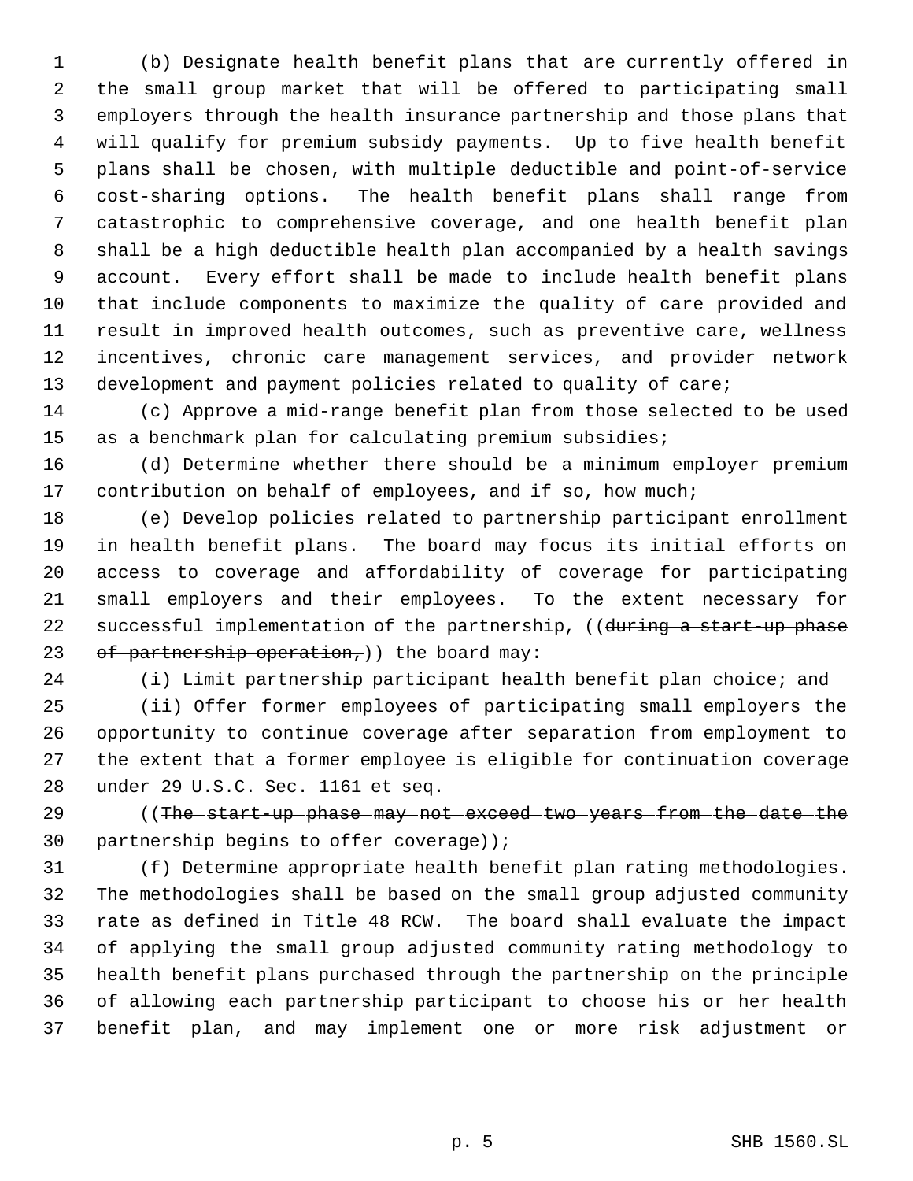(b) Designate health benefit plans that are currently offered in the small group market that will be offered to participating small employers through the health insurance partnership and those plans that will qualify for premium subsidy payments. Up to five health benefit plans shall be chosen, with multiple deductible and point-of-service cost-sharing options. The health benefit plans shall range from catastrophic to comprehensive coverage, and one health benefit plan shall be a high deductible health plan accompanied by a health savings account. Every effort shall be made to include health benefit plans that include components to maximize the quality of care provided and result in improved health outcomes, such as preventive care, wellness incentives, chronic care management services, and provider network development and payment policies related to quality of care;

(c) Approve a mid-range benefit plan from those selected to be used as a benchmark plan for calculating premium subsidies;

(d) Determine whether there should be a minimum employer premium contribution on behalf of employees, and if so, how much;

(e) Develop policies related to partnership participant enrollment in health benefit plans. The board may focus its initial efforts on access to coverage and affordability of coverage for participating small employers and their employees. To the extent necessary for successful implementation of the partnership, ((~~during a start-up phase of partnership operation,~~)) the board may:

(i) Limit partnership participant health benefit plan choice; and

(ii) Offer former employees of participating small employers the opportunity to continue coverage after separation from employment to the extent that a former employee is eligible for continuation coverage under 29 U.S.C. Sec. 1161 et seq.

((~~The start-up phase may not exceed two years from the date the partnership begins to offer coverage~~));

(f) Determine appropriate health benefit plan rating methodologies. The methodologies shall be based on the small group adjusted community rate as defined in Title 48 RCW. The board shall evaluate the impact of applying the small group adjusted community rating methodology to health benefit plans purchased through the partnership on the principle of allowing each partnership participant to choose his or her health benefit plan, and may implement one or more risk adjustment or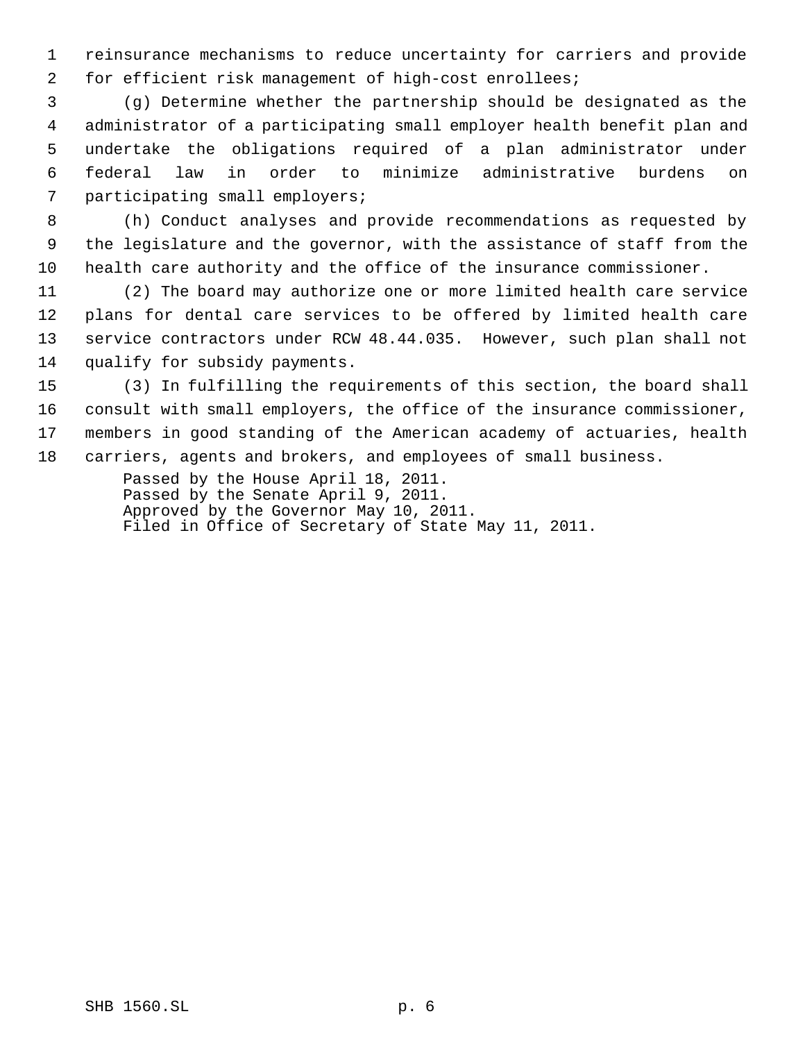reinsurance mechanisms to reduce uncertainty for carriers and provide for efficient risk management of high-cost enrollees;

(g) Determine whether the partnership should be designated as the administrator of a participating small employer health benefit plan and undertake the obligations required of a plan administrator under federal law in order to minimize administrative burdens on participating small employers;

(h) Conduct analyses and provide recommendations as requested by the legislature and the governor, with the assistance of staff from the health care authority and the office of the insurance commissioner.

(2) The board may authorize one or more limited health care service plans for dental care services to be offered by limited health care service contractors under RCW 48.44.035. However, such plan shall not qualify for subsidy payments.

(3) In fulfilling the requirements of this section, the board shall consult with small employers, the office of the insurance commissioner, members in good standing of the American academy of actuaries, health carriers, agents and brokers, and employees of small business.

Passed by the House April 18, 2011.
Passed by the Senate April 9, 2011.
Approved by the Governor May 10, 2011.
Filed in Office of Secretary of State May 11, 2011.